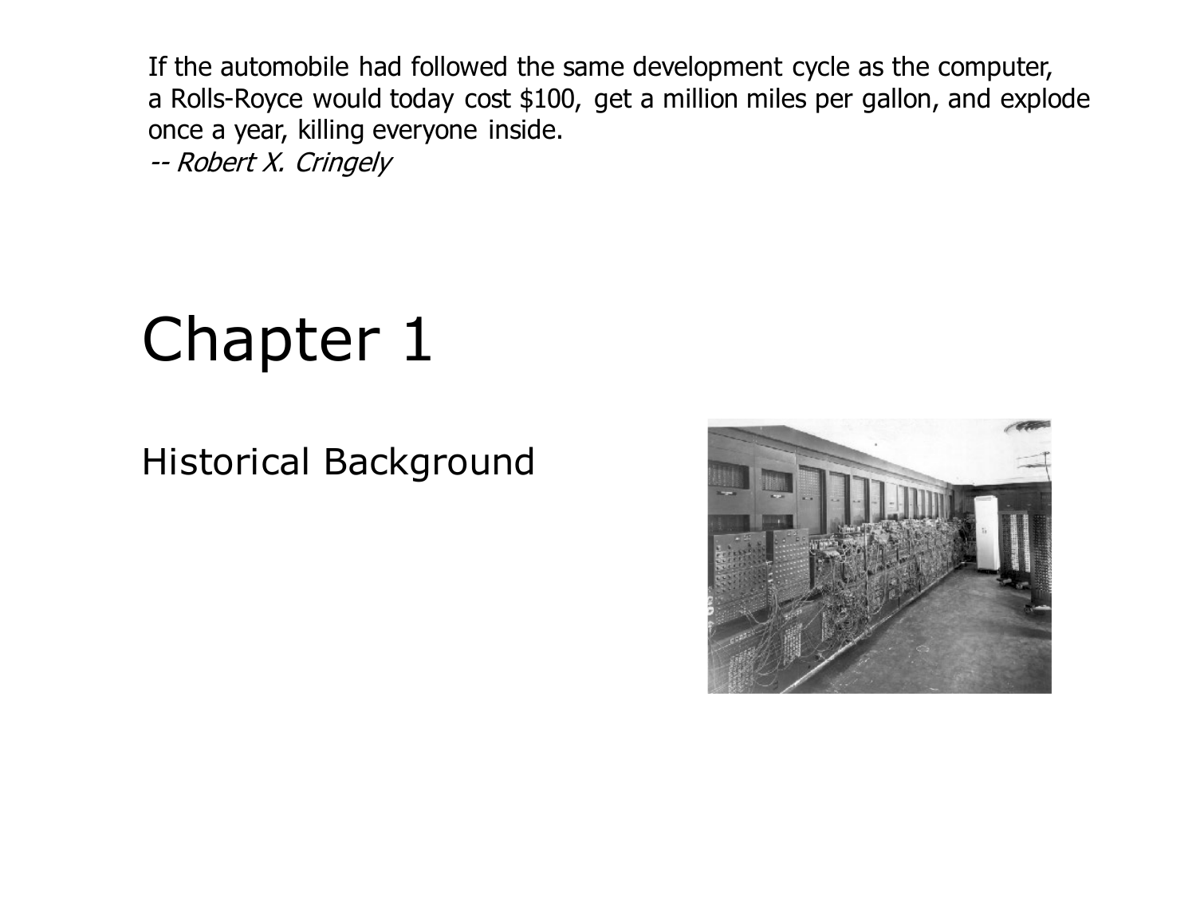If the automobile had followed the same development cycle as the computer, a Rolls-Royce would today cost $100, get a million miles per gallon, and explode once a year, killing everyone inside.
*-- Robert X. Cringely*

# Chapter 1

## Historical Background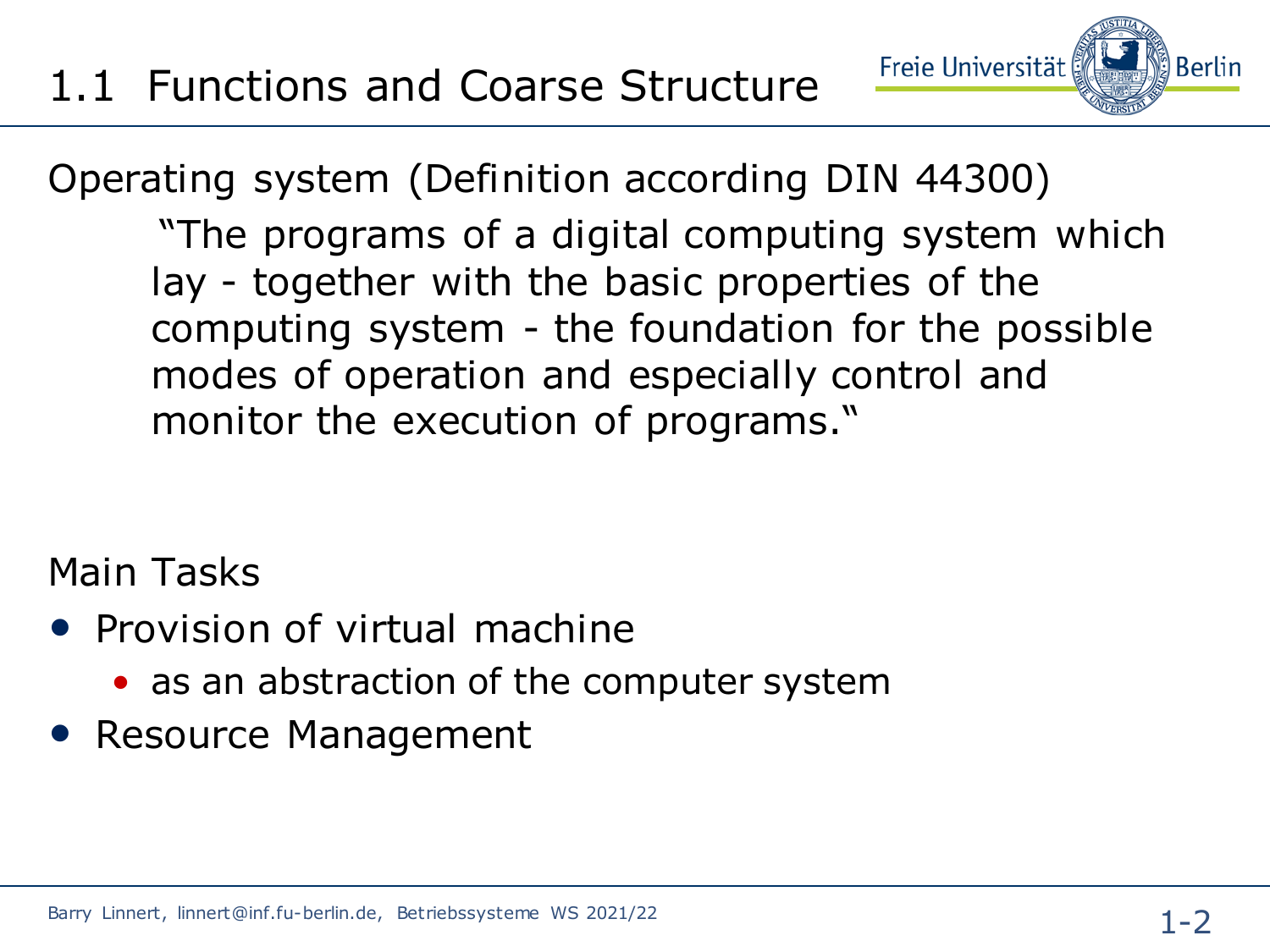# 1.1 Functions and Coarse Structure

Operating system (Definition according DIN 44300)

> "The programs of a digital computing system which lay - together with the basic properties of the computing system - the foundation for the possible modes of operation and especially control and monitor the execution of programs."

Main Tasks

- Provision of virtual machine
  - as an abstraction of the computer system
- Resource Management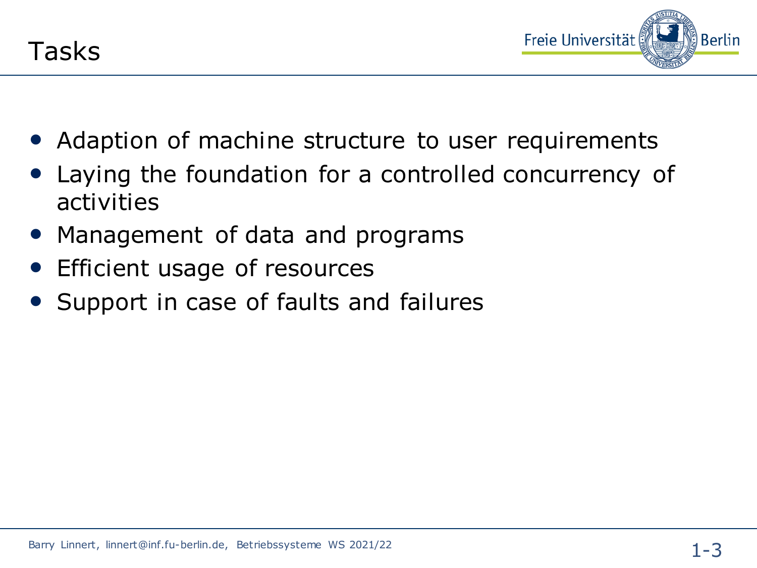# Tasks

- Adaption of machine structure to user requirements
- Laying the foundation for a controlled concurrency of activities
- Management of data and programs
- Efficient usage of resources
- Support in case of faults and failures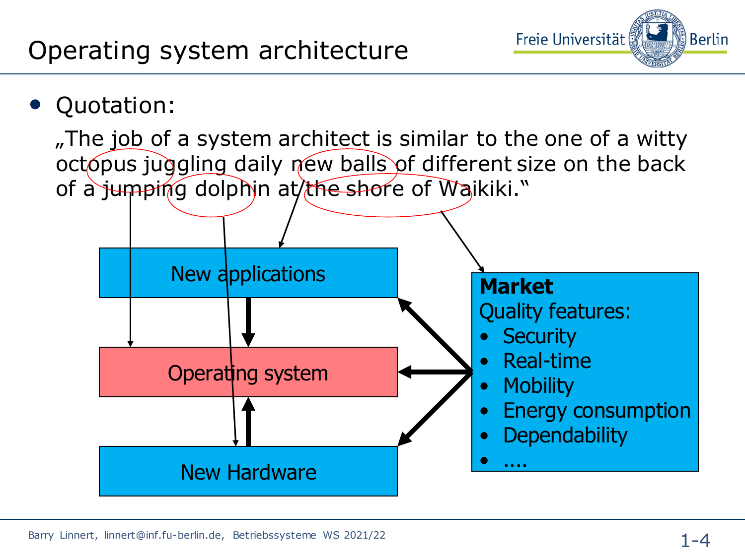# Operating system architecture

- Quotation:

  „The job of a system architect is similar to the one of a witty octopus juggling daily new balls of different size on the back of a jumping dolphin at the shore of Waikiki."

New applications

Operating system

New Hardware

**Market**
Quality features:
- Security
- Real-time
- Mobility
- Energy consumption
- Dependability
- ....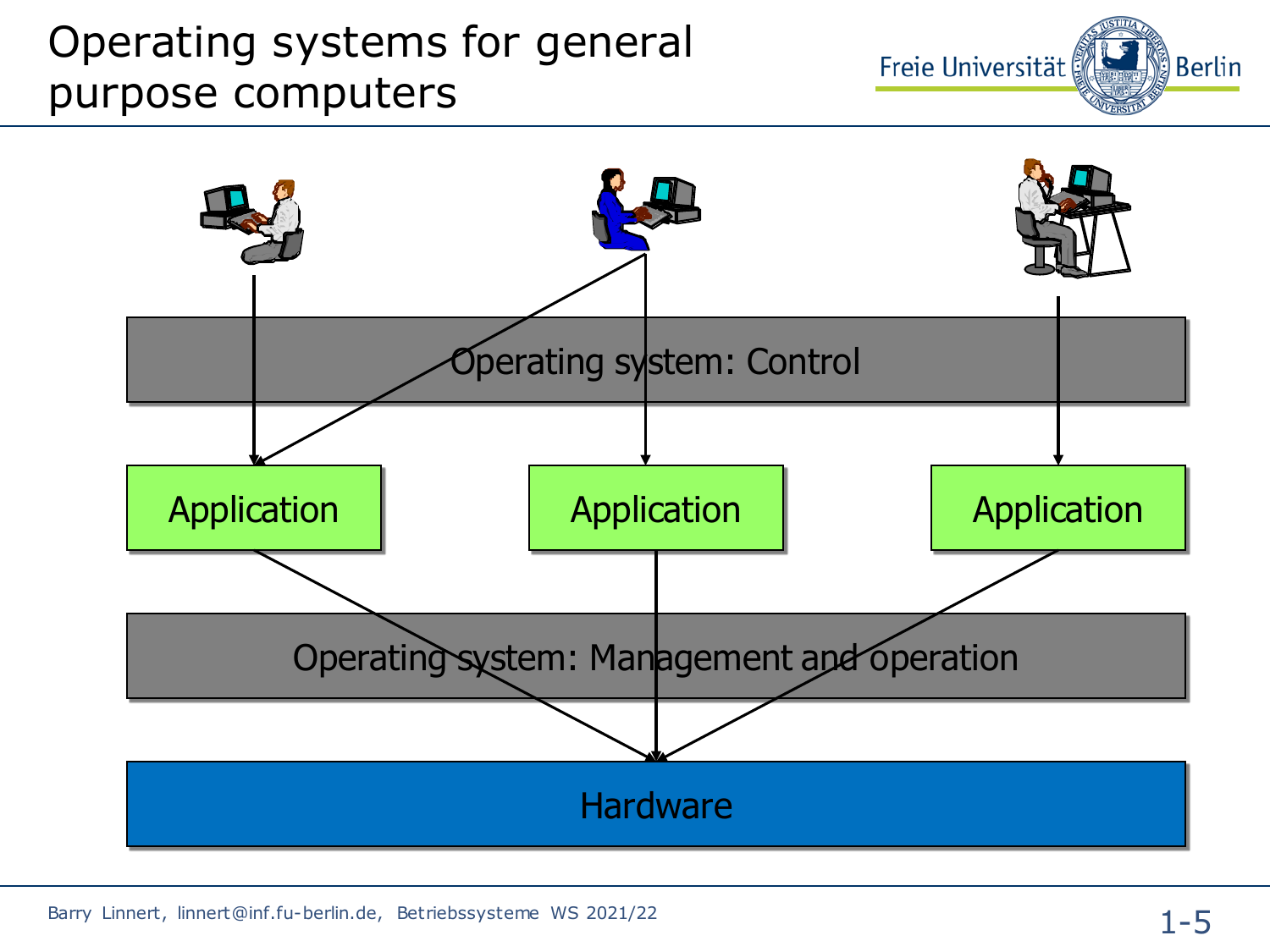# Operating systems for general purpose computers

Operating system: Control

Application

Application

Application

Operating system: Management and operation

Hardware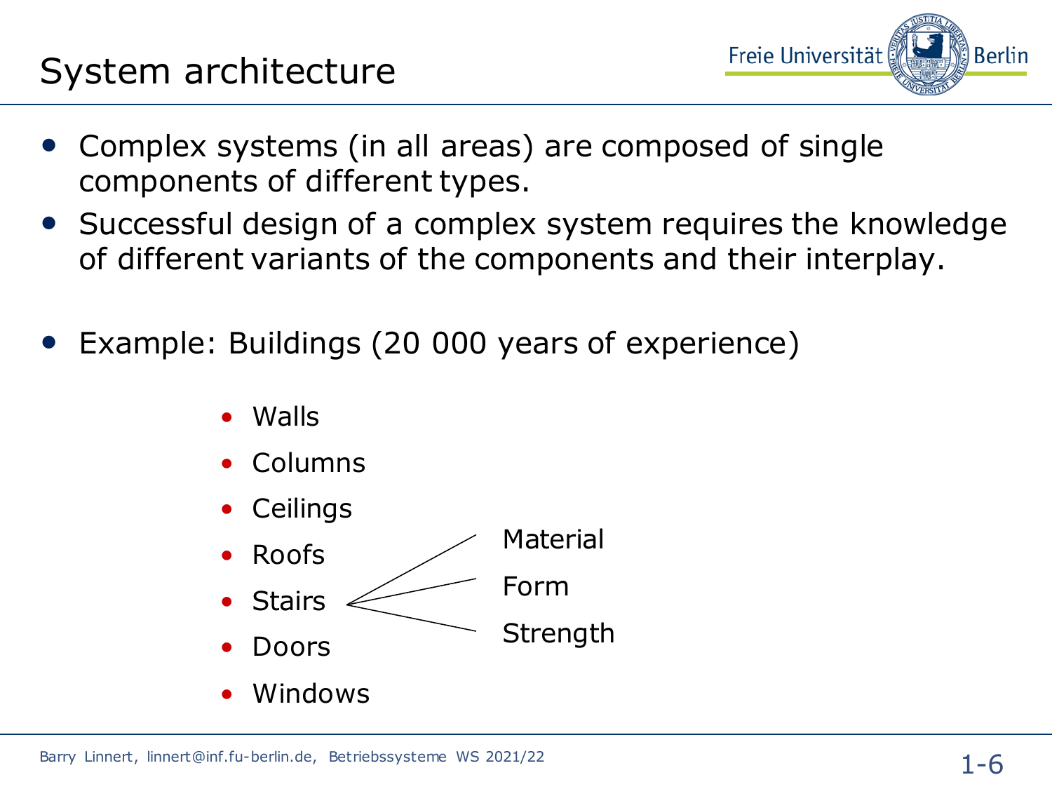# System architecture

- Complex systems (in all areas) are composed of single components of different types.
- Successful design of a complex system requires the knowledge of different variants of the components and their interplay.

- Example: Buildings (20 000 years of experience)

  - Walls
  - Columns
  - Ceilings
  - Roofs
  - Stairs
    - Material
    - Form
    - Strength
  - Doors
  - Windows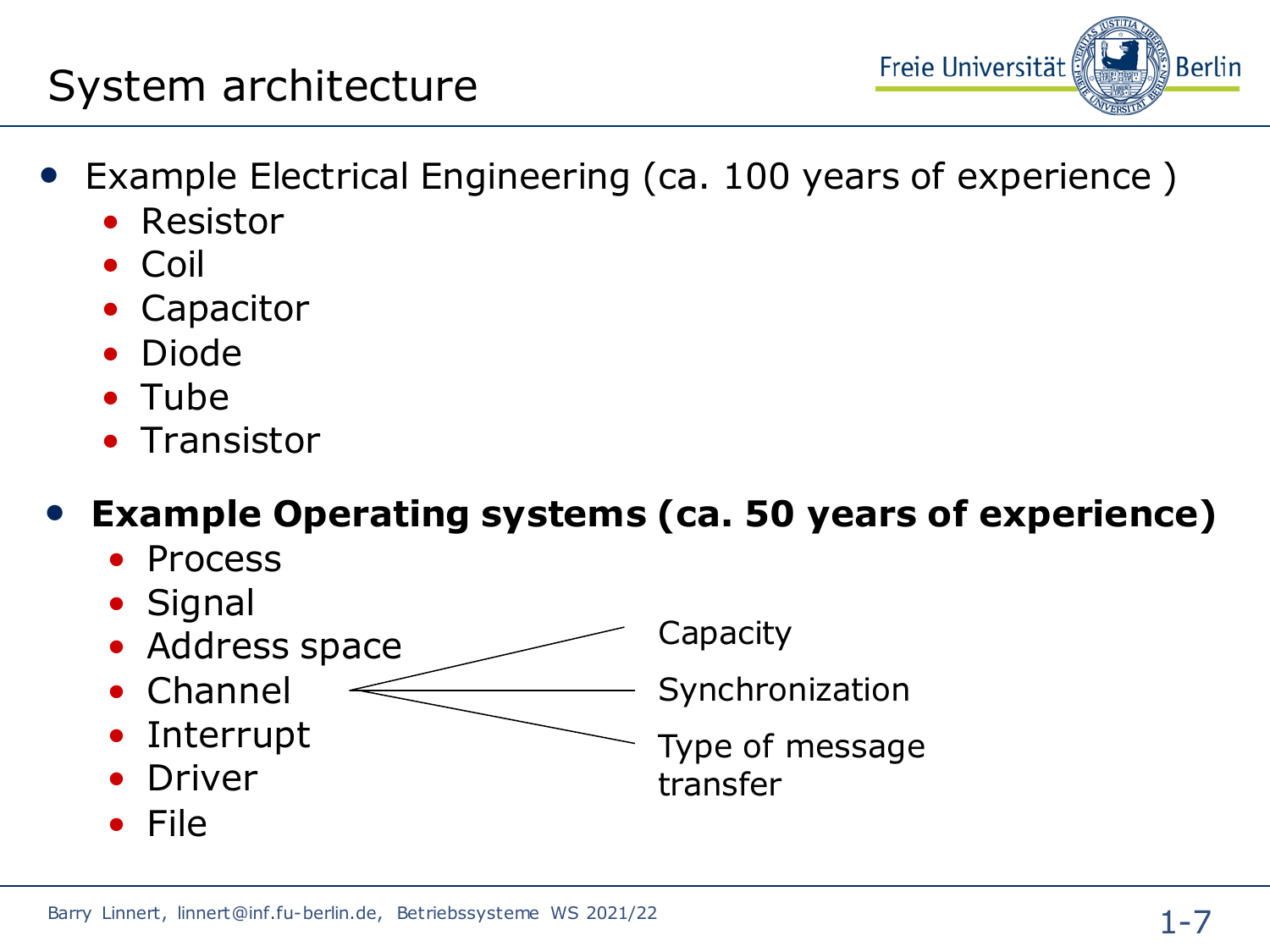# System architecture

- Example Electrical Engineering (ca. 100 years of experience )
  - Resistor
  - Coil
  - Capacitor
  - Diode
  - Tube
  - Transistor

- **Example Operating systems (ca. 50 years of experience)**
  - Process
  - Signal
  - Address space
  - Channel
    - Capacity
    - Synchronization
    - Type of message transfer
  - Interrupt
  - Driver
  - File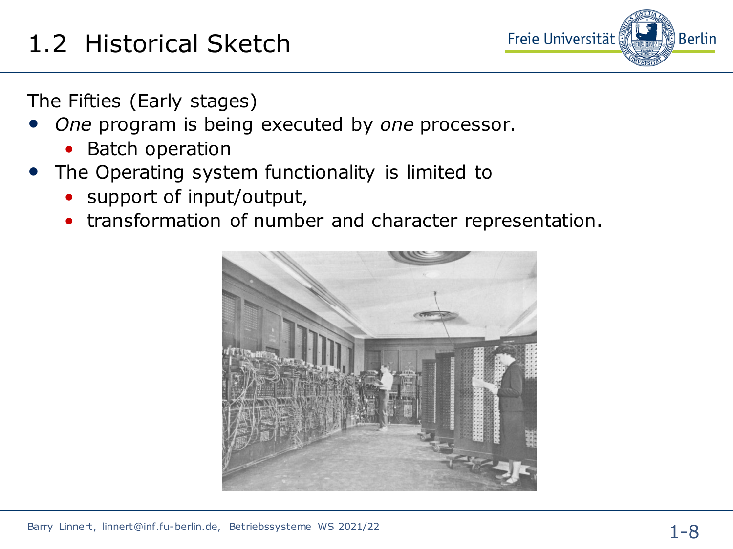# 1.2 Historical Sketch

The Fifties (Early stages)

- *One* program is being executed by *one* processor.
  - Batch operation
- The Operating system functionality is limited to
  - support of input/output,
  - transformation of number and character representation.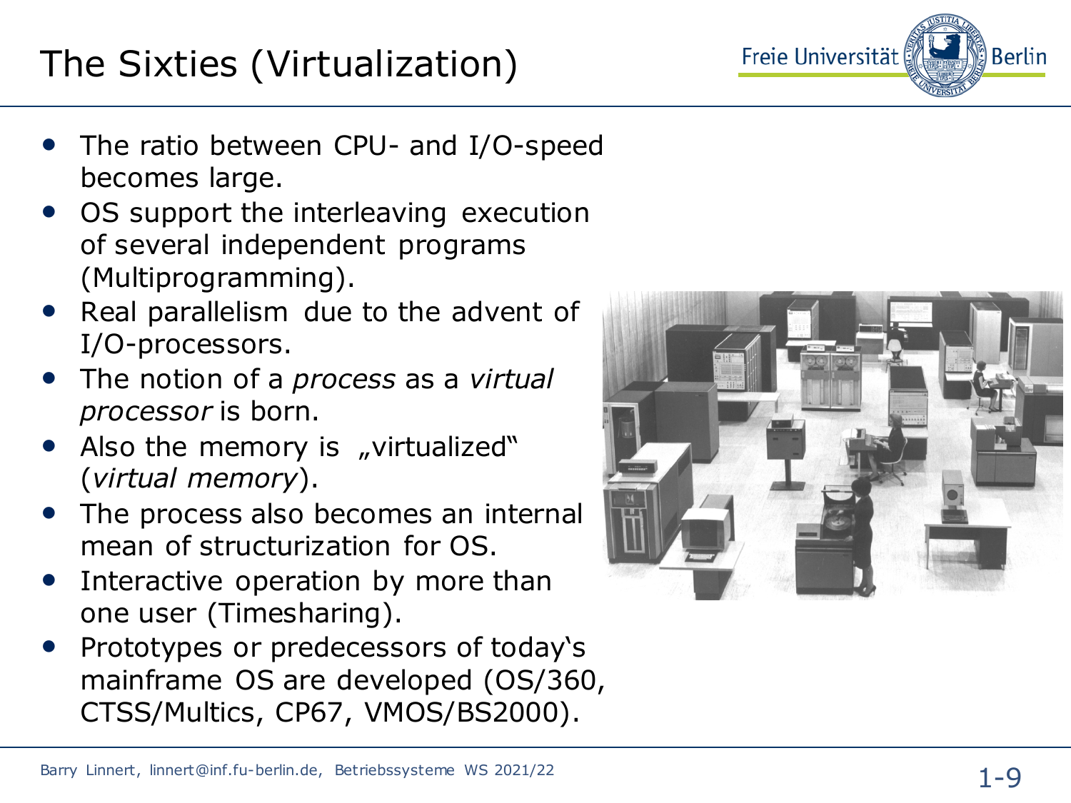# The Sixties (Virtualization)

- The ratio between CPU- and I/O-speed becomes large.
- OS support the interleaving execution of several independent programs (Multiprogramming).
- Real parallelism due to the advent of I/O-processors.
- The notion of a *process* as a *virtual processor* is born.
- Also the memory is „virtualized" (*virtual memory*).
- The process also becomes an internal mean of structurization for OS.
- Interactive operation by more than one user (Timesharing).
- Prototypes or predecessors of today's mainframe OS are developed (OS/360, CTSS/Multics, CP67, VMOS/BS2000).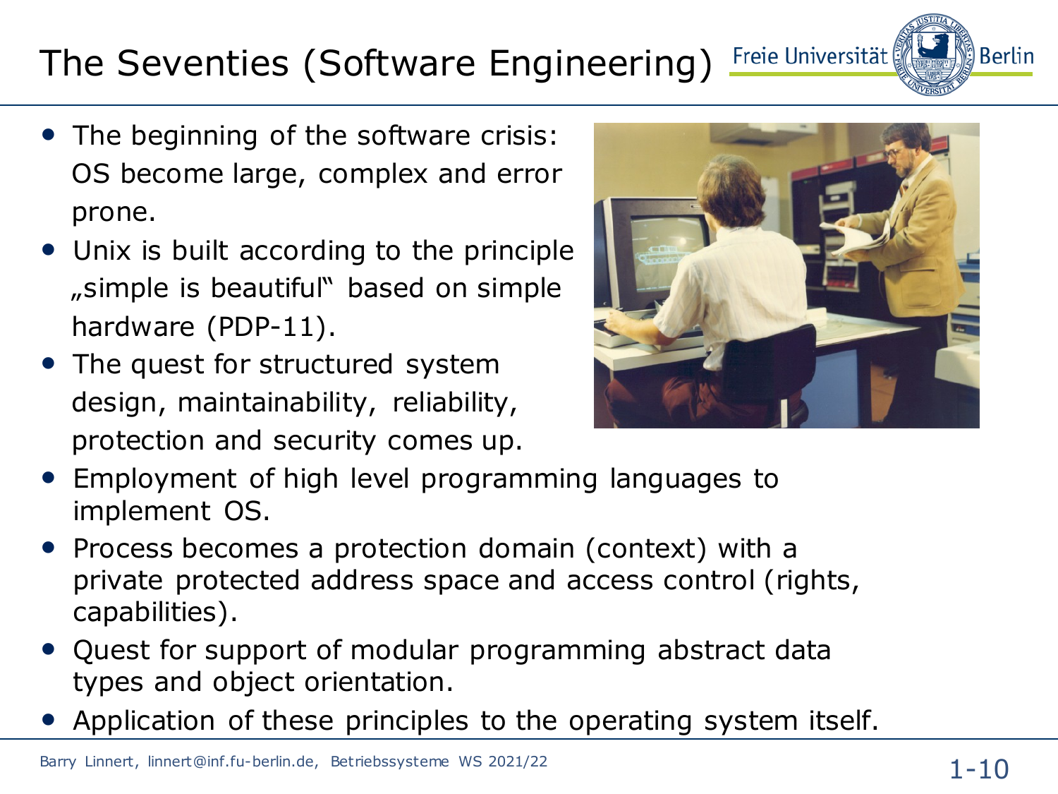# The Seventies (Software Engineering)

- The beginning of the software crisis: OS become large, complex and error prone.
- Unix is built according to the principle „simple is beautiful" based on simple hardware (PDP-11).
- The quest for structured system design, maintainability, reliability, protection and security comes up.
- Employment of high level programming languages to implement OS.
- Process becomes a protection domain (context) with a private protected address space and access control (rights, capabilities).
- Quest for support of modular programming abstract data types and object orientation.
- Application of these principles to the operating system itself.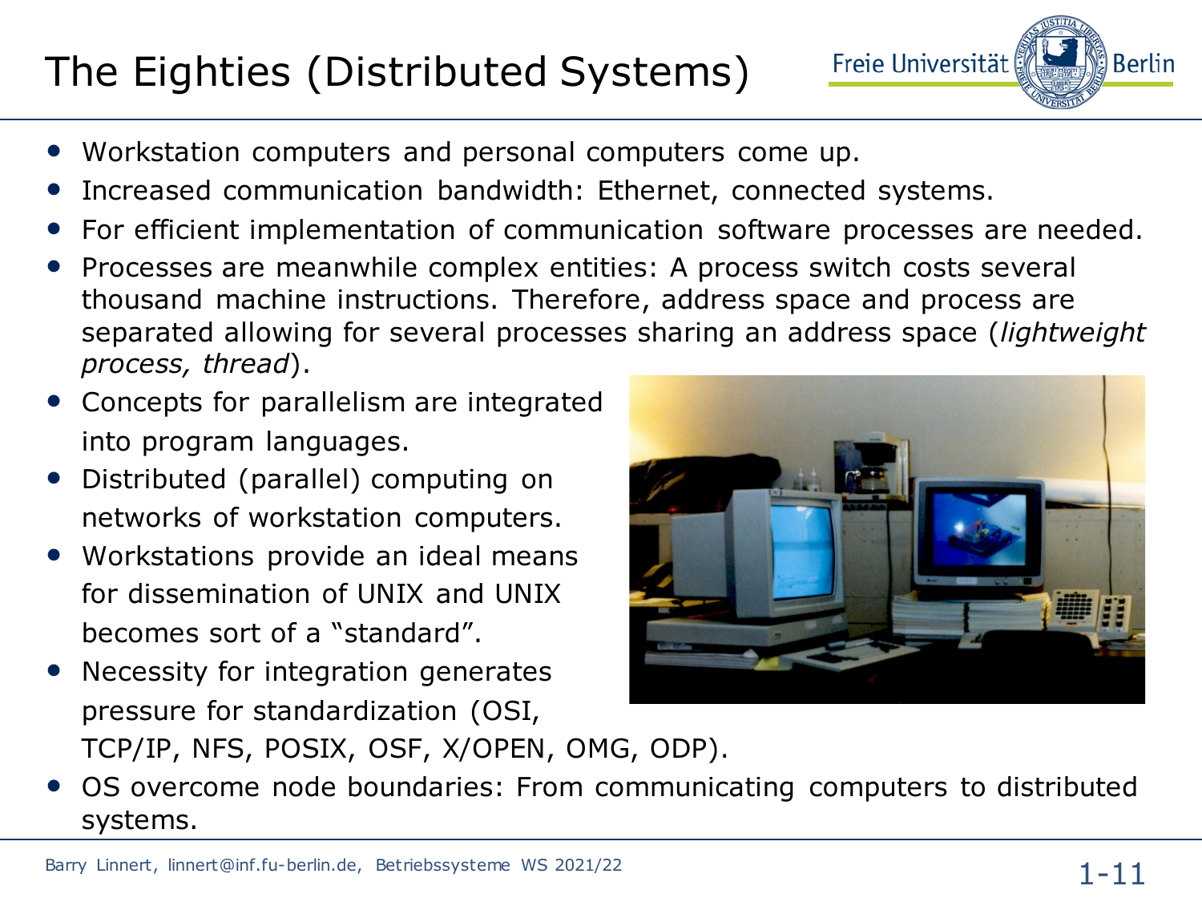# The Eighties (Distributed Systems)

- Workstation computers and personal computers come up.
- Increased communication bandwidth: Ethernet, connected systems.
- For efficient implementation of communication software processes are needed.
- Processes are meanwhile complex entities: A process switch costs several thousand machine instructions. Therefore, address space and process are separated allowing for several processes sharing an address space (*lightweight process, thread*).
- Concepts for parallelism are integrated into program languages.
- Distributed (parallel) computing on networks of workstation computers.
- Workstations provide an ideal means for dissemination of UNIX and UNIX becomes sort of a "standard".
- Necessity for integration generates pressure for standardization (OSI, TCP/IP, NFS, POSIX, OSF, X/OPEN, OMG, ODP).
- OS overcome node boundaries: From communicating computers to distributed systems.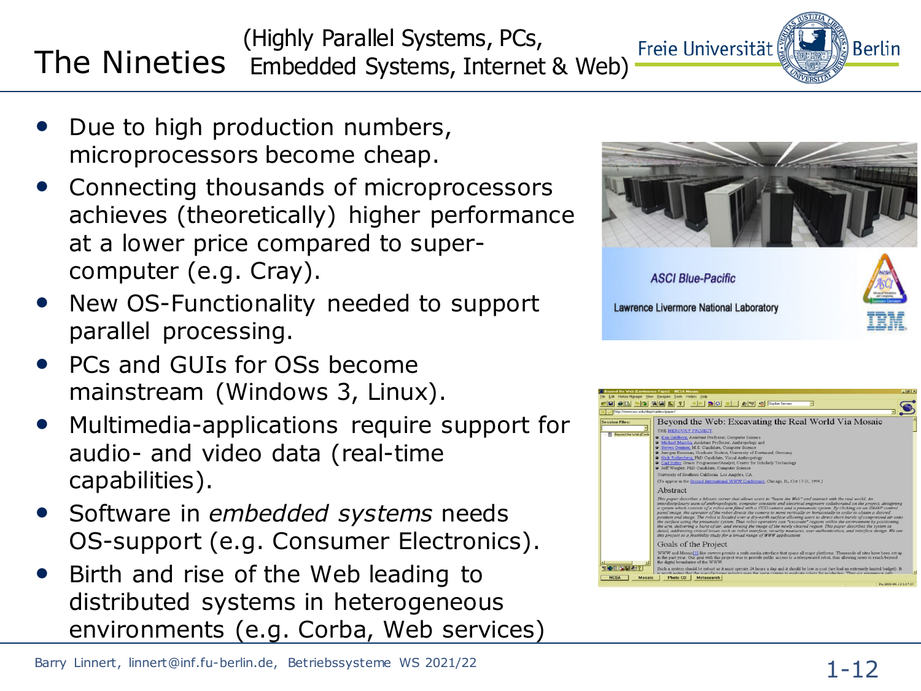# The Nineties (Highly Parallel Systems, PCs, Embedded Systems, Internet & Web)

- Due to high production numbers, microprocessors become cheap.
- Connecting thousands of microprocessors achieves (theoretically) higher performance at a lower price compared to super-computer (e.g. Cray).
- New OS-Functionality needed to support parallel processing.
- PCs and GUIs for OSs become mainstream (Windows 3, Linux).
- Multimedia-applications require support for audio- and video data (real-time capabilities).
- Software in *embedded systems* needs OS-support (e.g. Consumer Electronics).
- Birth and rise of the Web leading to distributed systems in heterogeneous environments (e.g. Corba, Web services)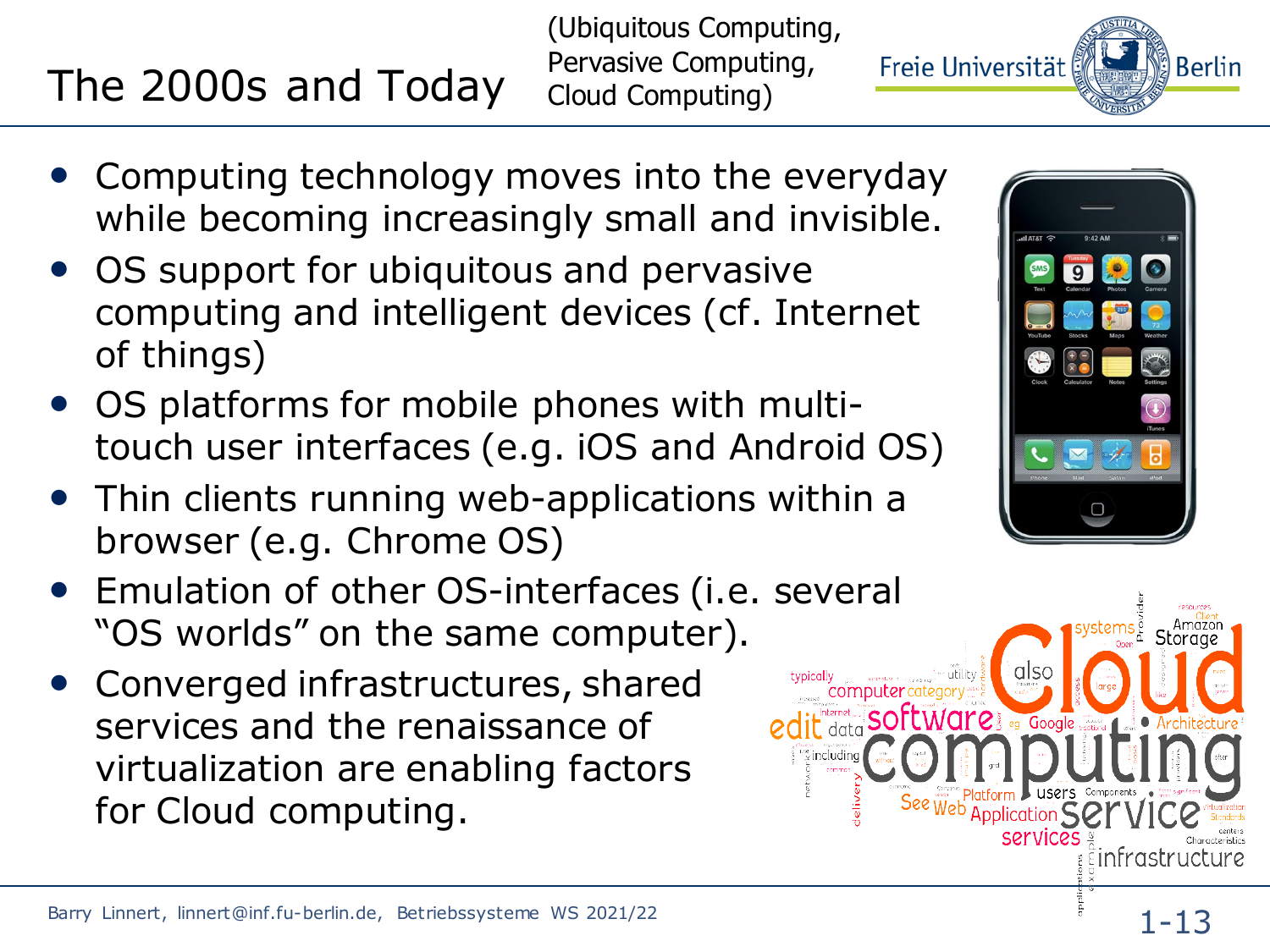# The 2000s and Today

(Ubiquitous Computing, Pervasive Computing, Cloud Computing)

- Computing technology moves into the everyday while becoming increasingly small and invisible.
- OS support for ubiquitous and pervasive computing and intelligent devices (cf. Internet of things)
- OS platforms for mobile phones with multi-touch user interfaces (e.g. iOS and Android OS)
- Thin clients running web-applications within a browser (e.g. Chrome OS)
- Emulation of other OS-interfaces (i.e. several “OS worlds” on the same computer).
- Converged infrastructures, shared services and the renaissance of virtualization are enabling factors for Cloud computing.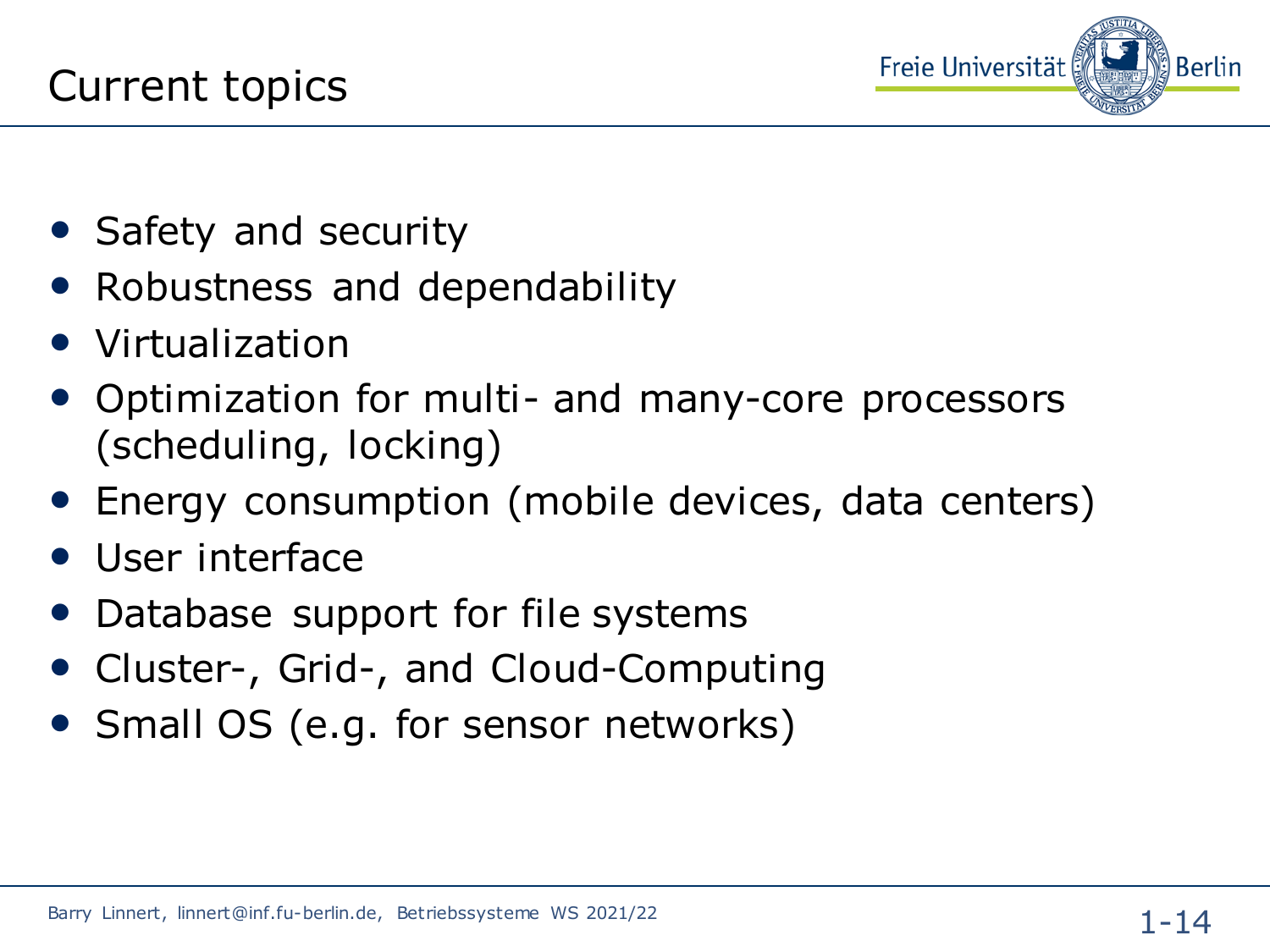# Current topics

- Safety and security
- Robustness and dependability
- Virtualization
- Optimization for multi- and many-core processors (scheduling, locking)
- Energy consumption (mobile devices, data centers)
- User interface
- Database support for file systems
- Cluster-, Grid-, and Cloud-Computing
- Small OS (e.g. for sensor networks)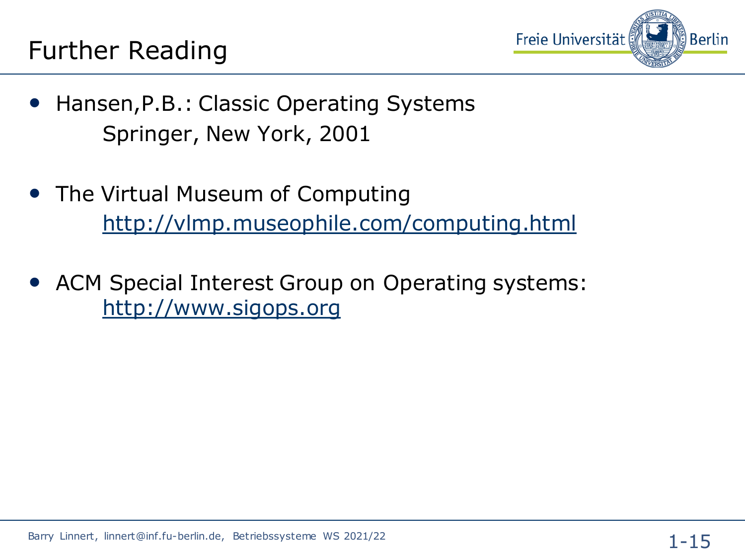# Further Reading

- Hansen,P.B.: Classic Operating Systems
  Springer, New York, 2001

- The Virtual Museum of Computing
  http://vlmp.museophile.com/computing.html

- ACM Special Interest Group on Operating systems:
  http://www.sigops.org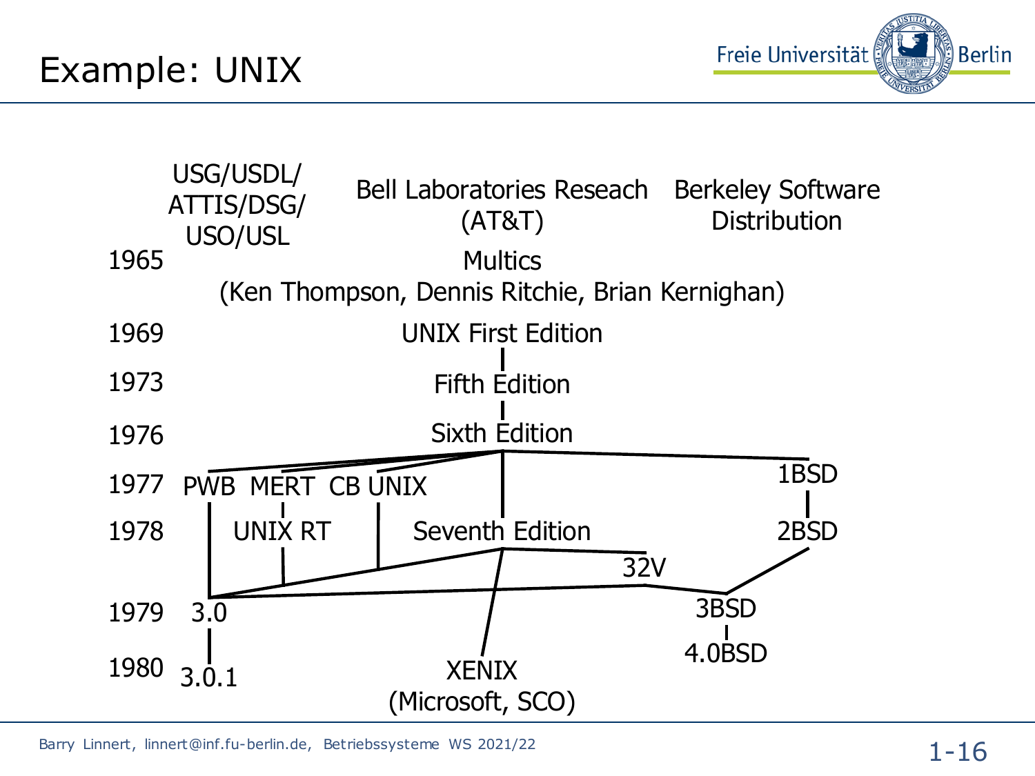# Example: UNIX

| | USG/USDL/ ATTIS/DSG/ USO/USL | Bell Laboratories Reseach (AT&T) | Berkeley Software Distribution |
|---|---|---|---|
| 1965 | | Multics (Ken Thompson, Dennis Ritchie, Brian Kernighan) | |
| 1969 | | UNIX First Edition | |
| 1973 | | Fifth Edition | |
| 1976 | | Sixth Edition | |
| 1977 | PWB MERT CB UNIX | | 1BSD |
| 1978 | UNIX RT | Seventh Edition, 32V | 2BSD |
| 1979 | 3.0 | | 3BSD |
| 1980 | 3.0.1 | XENIX (Microsoft, SCO) | 4.0BSD |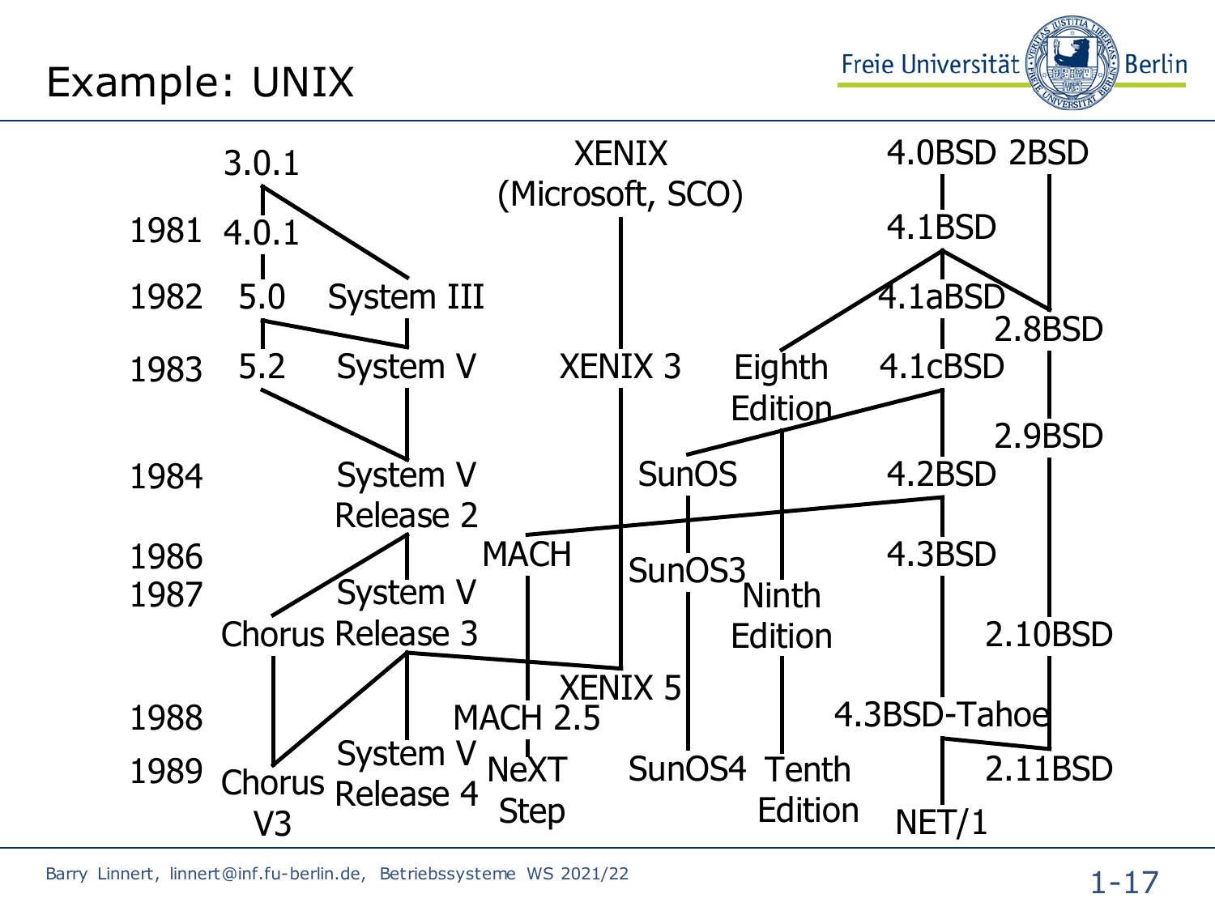# Example: UNIX

1981, 1982, 1983, 1984, 1986, 1987, 1988, 1989

3.0.1, 4.0.1, 5.0, System III, 5.2, System V, System V Release 2, System V Release 3, Chorus, Chorus V3, System V Release 4

XENIX (Microsoft, SCO), XENIX 3, XENIX 5

MACH, MACH 2.5, NeXT Step

4.0BSD, 2BSD, 4.1BSD, 4.1aBSD, 2.8BSD, 4.1cBSD, 2.9BSD, 4.2BSD, 4.3BSD, 2.10BSD, 4.3BSD-Tahoe, 2.11BSD, NET/1

Eighth Edition, Ninth Edition, Tenth Edition

SunOS, SunOS3, SunOS4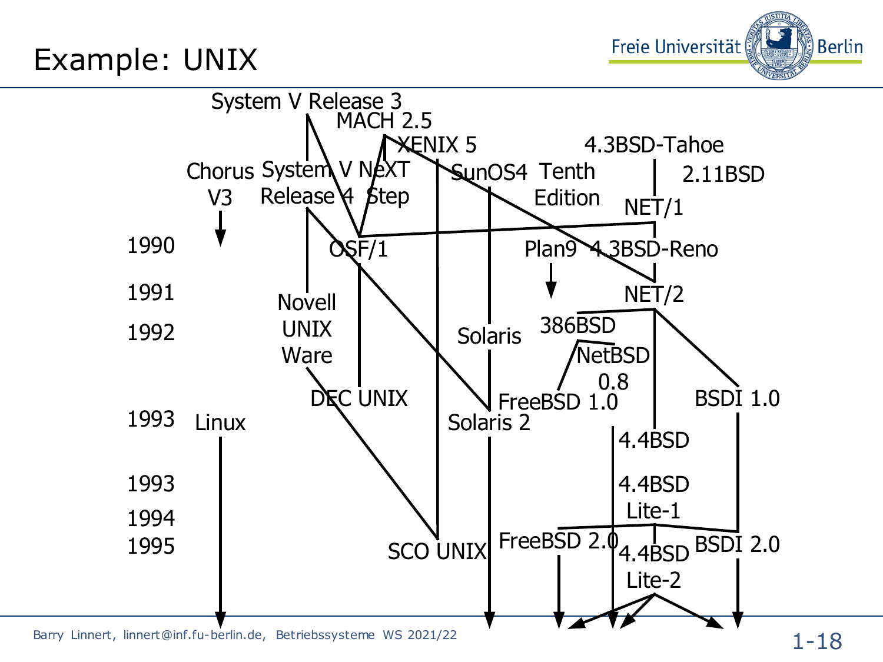# Example: UNIX

| Year | | | | | | | | |
|---|---|---|---|---|---|---|---|---|
| | | System V Release 3 | MACH 2.5 | XENIX 5 | | | 4.3BSD-Tahoe | |
| | Chorus V3 | System V Release 4 | NeXT Step | | SunOS4 | Tenth Edition | NET/1 | 2.11BSD |
| 1990 | | | OSF/1 | | | Plan9 | 4.3BSD-Reno | |
| 1991 | | Novell UNIX Ware | | | | | NET/2 | |
| 1992 | | | | | Solaris | 386BSD | NetBSD 0.8 | |
| | | | DEC UNIX | | | FreeBSD 1.0 | | BSDI 1.0 |
| 1993 | Linux | | | | Solaris 2 | | 4.4BSD | |
| 1993 | | | | | | | 4.4BSD Lite-1 | |
| 1994 | | | | | | | | |
| 1995 | | | | SCO UNIX | | FreeBSD 2.0 | 4.4BSD Lite-2 | BSDI 2.0 |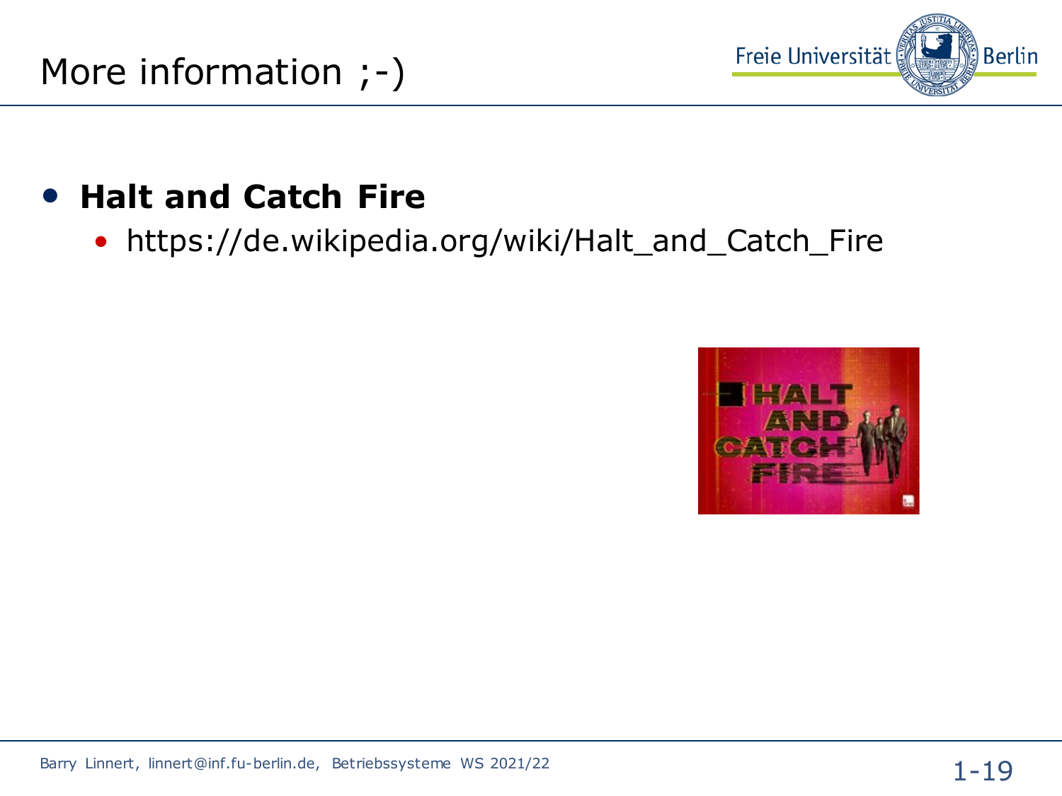# More information ;-)

- **Halt and Catch Fire**
  - https://de.wikipedia.org/wiki/Halt_and_Catch_Fire